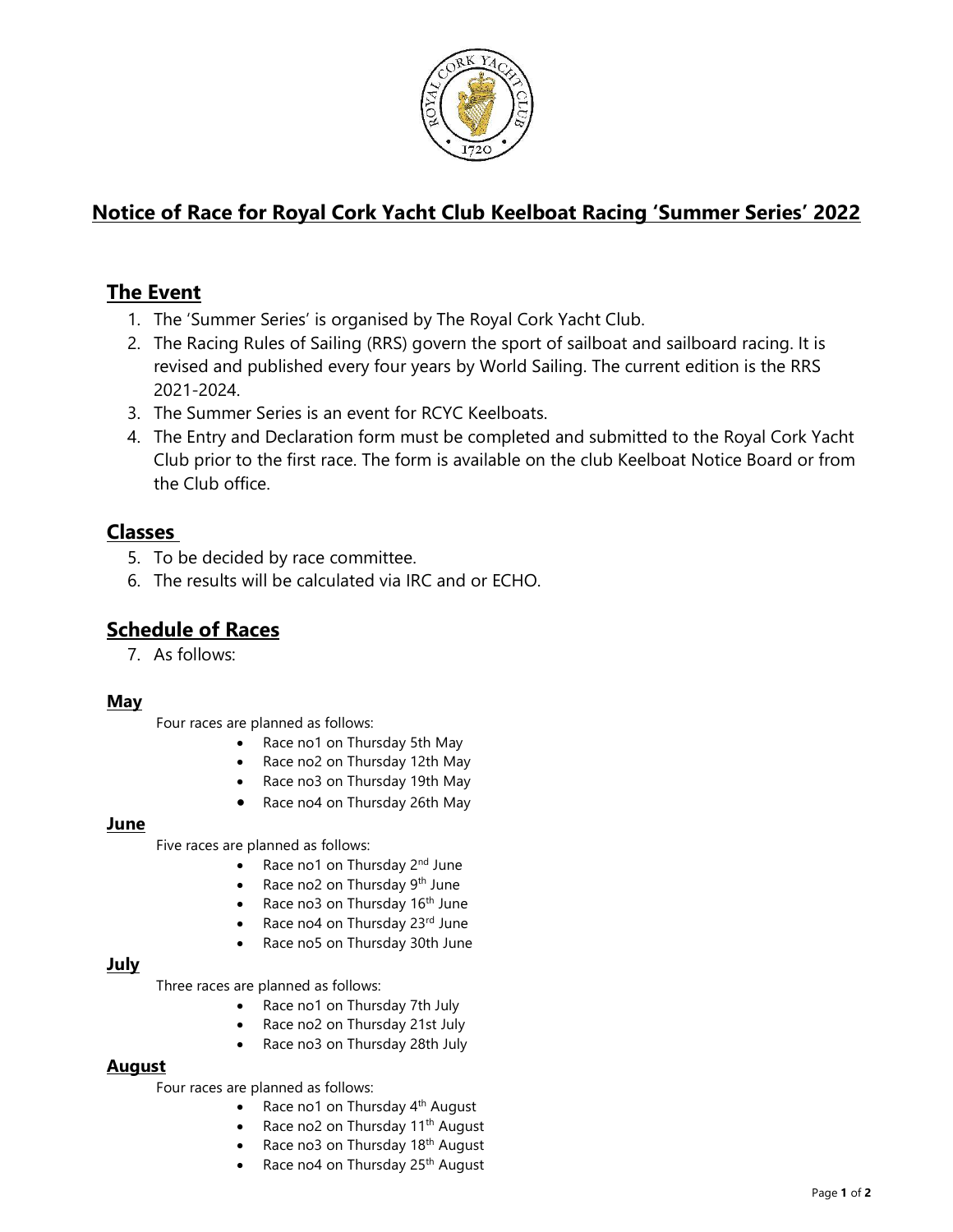# Notice of Race for Royal Cork Yacht Club Keelboat Racing 'Summer Series' 2022

## The Event

1. The 'Summer Series' is organised by The Royal Cork Yacht Club.
2. The Racing Rules of Sailing (RRS) govern the sport of sailboat and sailboard racing. It is revised and published every four years by World Sailing. The current edition is the RRS 2021-2024.
3. The Summer Series is an event for RCYC Keelboats.
4. The Entry and Declaration form must be completed and submitted to the Royal Cork Yacht Club prior to the first race. The form is available on the club Keelboat Notice Board or from the Club office.

## Classes

5. To be decided by race committee.
6. The results will be calculated via IRC and or ECHO.

## Schedule of Races

7. As follows:

### May

Four races are planned as follows:

- Race no1 on Thursday 5th May
- Race no2 on Thursday 12th May
- Race no3 on Thursday 19th May
- Race no4 on Thursday 26th May

### June

Five races are planned as follows:

- Race no1 on Thursday 2nd June
- Race no2 on Thursday 9th June
- Race no3 on Thursday 16th June
- Race no4 on Thursday 23rd June
- Race no5 on Thursday 30th June

### July

Three races are planned as follows:

- Race no1 on Thursday 7th July
- Race no2 on Thursday 21st July
- Race no3 on Thursday 28th July

### August

Four races are planned as follows:

- Race no1 on Thursday 4th August
- Race no2 on Thursday 11th August
- Race no3 on Thursday 18th August
- Race no4 on Thursday 25th August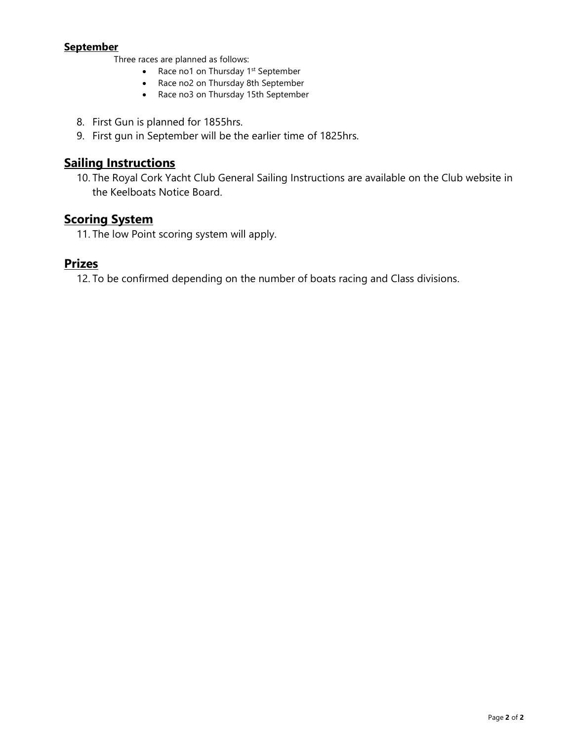**September**

Three races are planned as follows:

- Race no1 on Thursday 1st September
- Race no2 on Thursday 8th September
- Race no3 on Thursday 15th September

8. First Gun is planned for 1855hrs.
9. First gun in September will be the earlier time of 1825hrs.

## Sailing Instructions

10. The Royal Cork Yacht Club General Sailing Instructions are available on the Club website in the Keelboats Notice Board.

## Scoring System

11. The low Point scoring system will apply.

## Prizes

12. To be confirmed depending on the number of boats racing and Class divisions.